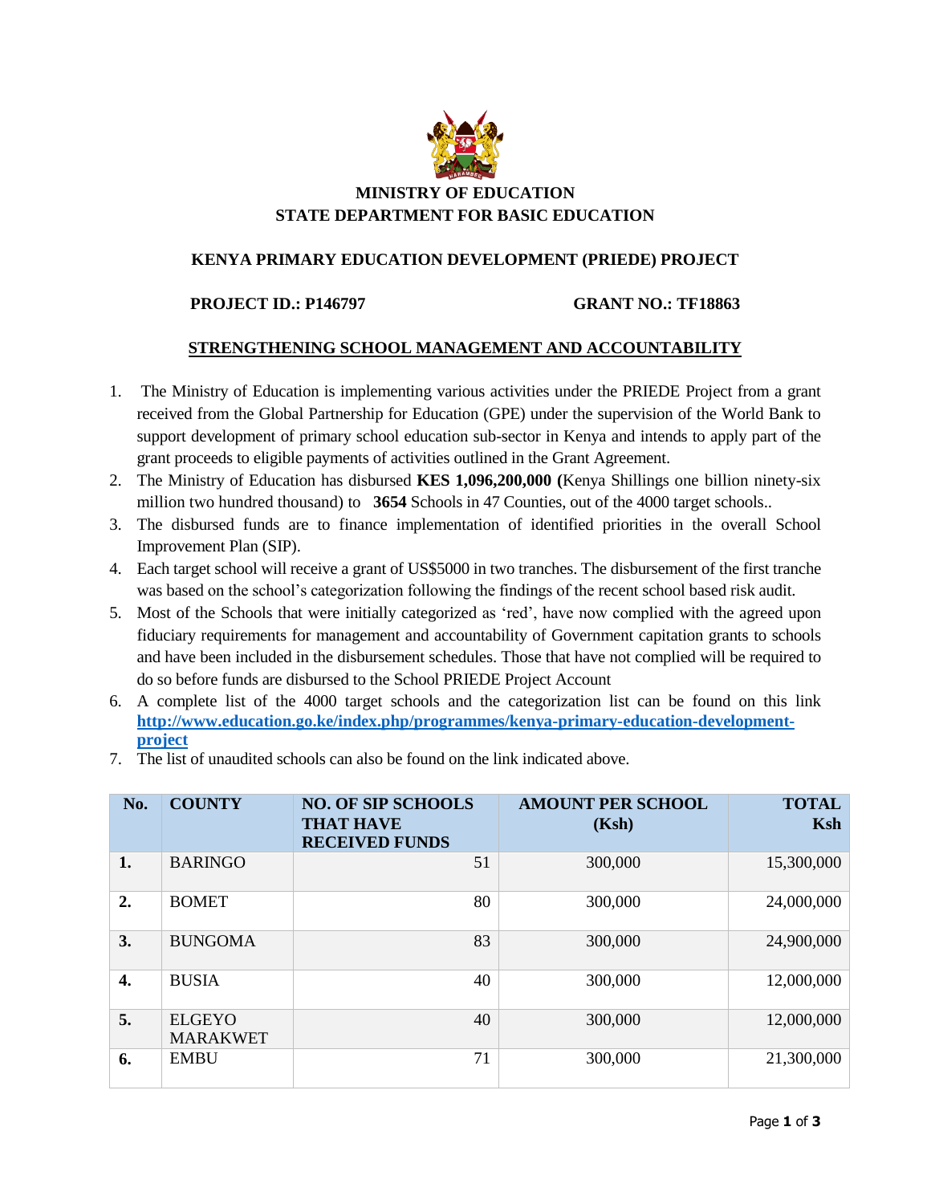**MINISTRY OF EDUCATION**
**STATE DEPARTMENT FOR BASIC EDUCATION**

**KENYA PRIMARY EDUCATION DEVELOPMENT (PRIEDE) PROJECT**

**PROJECT ID.: P146797** **GRANT NO.: TF18863**

## STRENGTHENING SCHOOL MANAGEMENT AND ACCOUNTABILITY

1. The Ministry of Education is implementing various activities under the PRIEDE Project from a grant received from the Global Partnership for Education (GPE) under the supervision of the World Bank to support development of primary school education sub-sector in Kenya and intends to apply part of the grant proceeds to eligible payments of activities outlined in the Grant Agreement.
2. The Ministry of Education has disbursed **KES 1,096,200,000 (**Kenya Shillings one billion ninety-six million two hundred thousand) to **3654** Schools in 47 Counties, out of the 4000 target schools..
3. The disbursed funds are to finance implementation of identified priorities in the overall School Improvement Plan (SIP).
4. Each target school will receive a grant of US$5000 in two tranches. The disbursement of the first tranche was based on the school's categorization following the findings of the recent school based risk audit.
5. Most of the Schools that were initially categorized as 'red', have now complied with the agreed upon fiduciary requirements for management and accountability of Government capitation grants to schools and have been included in the disbursement schedules. Those that have not complied will be required to do so before funds are disbursed to the School PRIEDE Project Account
6. A complete list of the 4000 target schools and the categorization list can be found on this link **http://www.education.go.ke/index.php/programmes/kenya-primary-education-development-project**
7. The list of unaudited schools can also be found on the link indicated above.

| No. | COUNTY | NO. OF SIP SCHOOLS THAT HAVE RECEIVED FUNDS | AMOUNT PER SCHOOL (Ksh) | TOTAL Ksh |
|---|---|---|---|---|
| **1.** | BARINGO | 51 | 300,000 | 15,300,000 |
| **2.** | BOMET | 80 | 300,000 | 24,000,000 |
| **3.** | BUNGOMA | 83 | 300,000 | 24,900,000 |
| **4.** | BUSIA | 40 | 300,000 | 12,000,000 |
| **5.** | ELGEYO MARAKWET | 40 | 300,000 | 12,000,000 |
| **6.** | EMBU | 71 | 300,000 | 21,300,000 |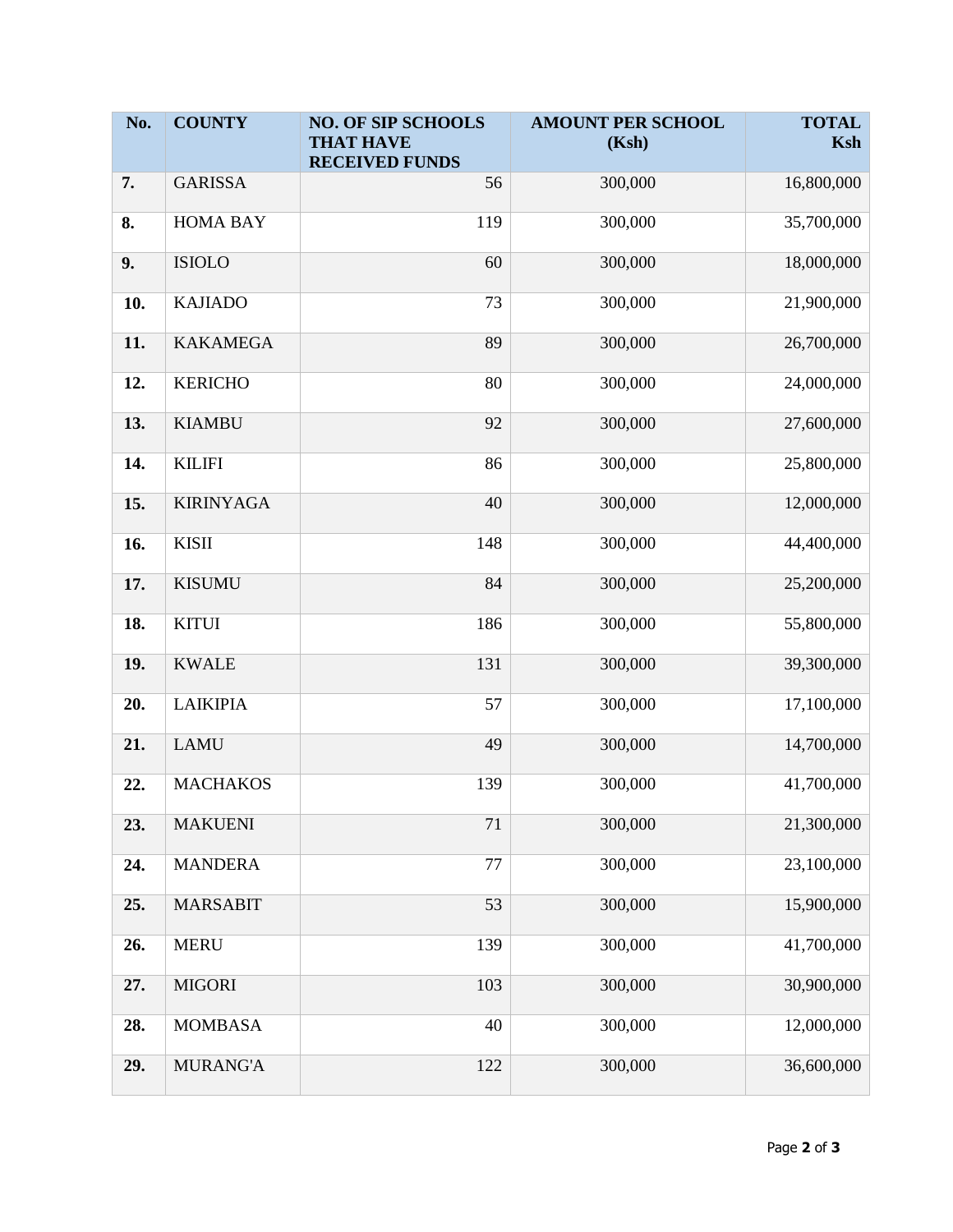| No. | COUNTY | NO. OF SIP SCHOOLS THAT HAVE RECEIVED FUNDS | AMOUNT PER SCHOOL (Ksh) | TOTAL Ksh |
|---|---|---|---|---|
| **7.** | GARISSA | 56 | 300,000 | 16,800,000 |
| **8.** | HOMA BAY | 119 | 300,000 | 35,700,000 |
| **9.** | ISIOLO | 60 | 300,000 | 18,000,000 |
| **10.** | KAJIADO | 73 | 300,000 | 21,900,000 |
| **11.** | KAKAMEGA | 89 | 300,000 | 26,700,000 |
| **12.** | KERICHO | 80 | 300,000 | 24,000,000 |
| **13.** | KIAMBU | 92 | 300,000 | 27,600,000 |
| **14.** | KILIFI | 86 | 300,000 | 25,800,000 |
| **15.** | KIRINYAGA | 40 | 300,000 | 12,000,000 |
| **16.** | KISII | 148 | 300,000 | 44,400,000 |
| **17.** | KISUMU | 84 | 300,000 | 25,200,000 |
| **18.** | KITUI | 186 | 300,000 | 55,800,000 |
| **19.** | KWALE | 131 | 300,000 | 39,300,000 |
| **20.** | LAIKIPIA | 57 | 300,000 | 17,100,000 |
| **21.** | LAMU | 49 | 300,000 | 14,700,000 |
| **22.** | MACHAKOS | 139 | 300,000 | 41,700,000 |
| **23.** | MAKUENI | 71 | 300,000 | 21,300,000 |
| **24.** | MANDERA | 77 | 300,000 | 23,100,000 |
| **25.** | MARSABIT | 53 | 300,000 | 15,900,000 |
| **26.** | MERU | 139 | 300,000 | 41,700,000 |
| **27.** | MIGORI | 103 | 300,000 | 30,900,000 |
| **28.** | MOMBASA | 40 | 300,000 | 12,000,000 |
| **29.** | MURANG'A | 122 | 300,000 | 36,600,000 |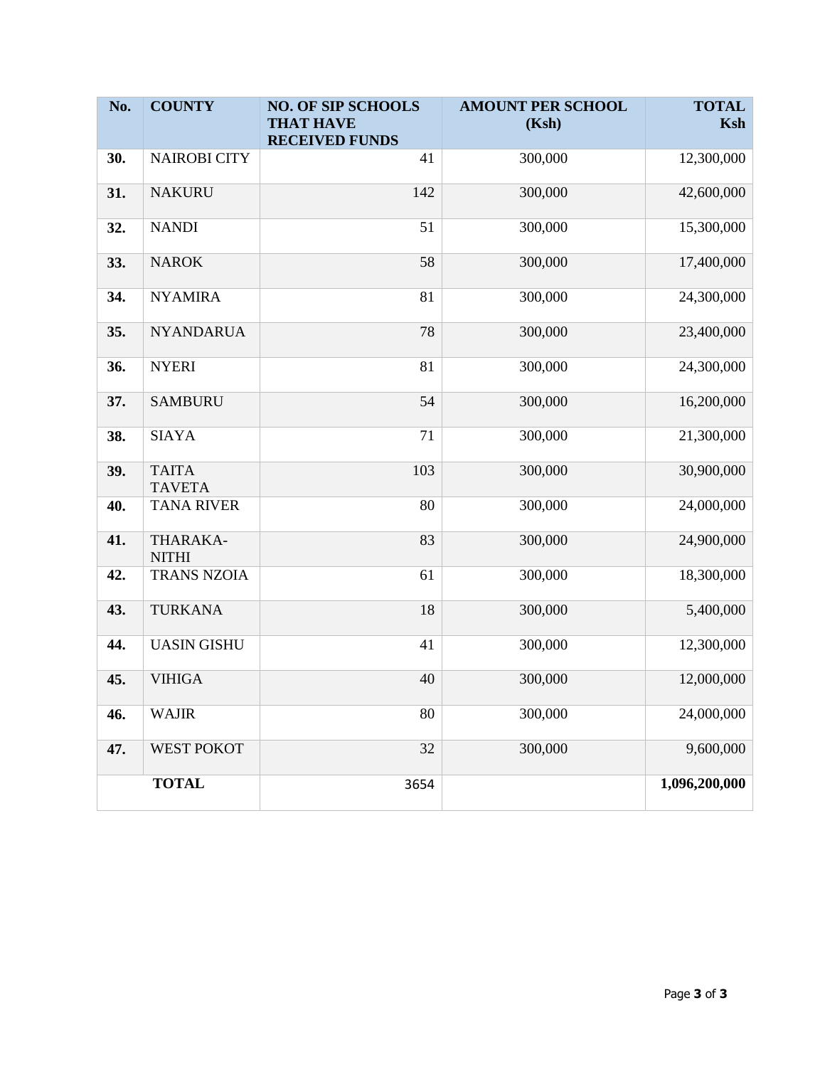| No. | COUNTY | NO. OF SIP SCHOOLS THAT HAVE RECEIVED FUNDS | AMOUNT PER SCHOOL (Ksh) | TOTAL Ksh |
|---|---|---|---|---|
| **30.** | NAIROBI CITY | 41 | 300,000 | 12,300,000 |
| **31.** | NAKURU | 142 | 300,000 | 42,600,000 |
| **32.** | NANDI | 51 | 300,000 | 15,300,000 |
| **33.** | NAROK | 58 | 300,000 | 17,400,000 |
| **34.** | NYAMIRA | 81 | 300,000 | 24,300,000 |
| **35.** | NYANDARUA | 78 | 300,000 | 23,400,000 |
| **36.** | NYERI | 81 | 300,000 | 24,300,000 |
| **37.** | SAMBURU | 54 | 300,000 | 16,200,000 |
| **38.** | SIAYA | 71 | 300,000 | 21,300,000 |
| **39.** | TAITA TAVETA | 103 | 300,000 | 30,900,000 |
| **40.** | TANA RIVER | 80 | 300,000 | 24,000,000 |
| **41.** | THARAKA-NITHI | 83 | 300,000 | 24,900,000 |
| **42.** | TRANS NZOIA | 61 | 300,000 | 18,300,000 |
| **43.** | TURKANA | 18 | 300,000 | 5,400,000 |
| **44.** | UASIN GISHU | 41 | 300,000 | 12,300,000 |
| **45.** | VIHIGA | 40 | 300,000 | 12,000,000 |
| **46.** | WAJIR | 80 | 300,000 | 24,000,000 |
| **47.** | WEST POKOT | 32 | 300,000 | 9,600,000 |
| | **TOTAL** | 3654 | | **1,096,200,000** |